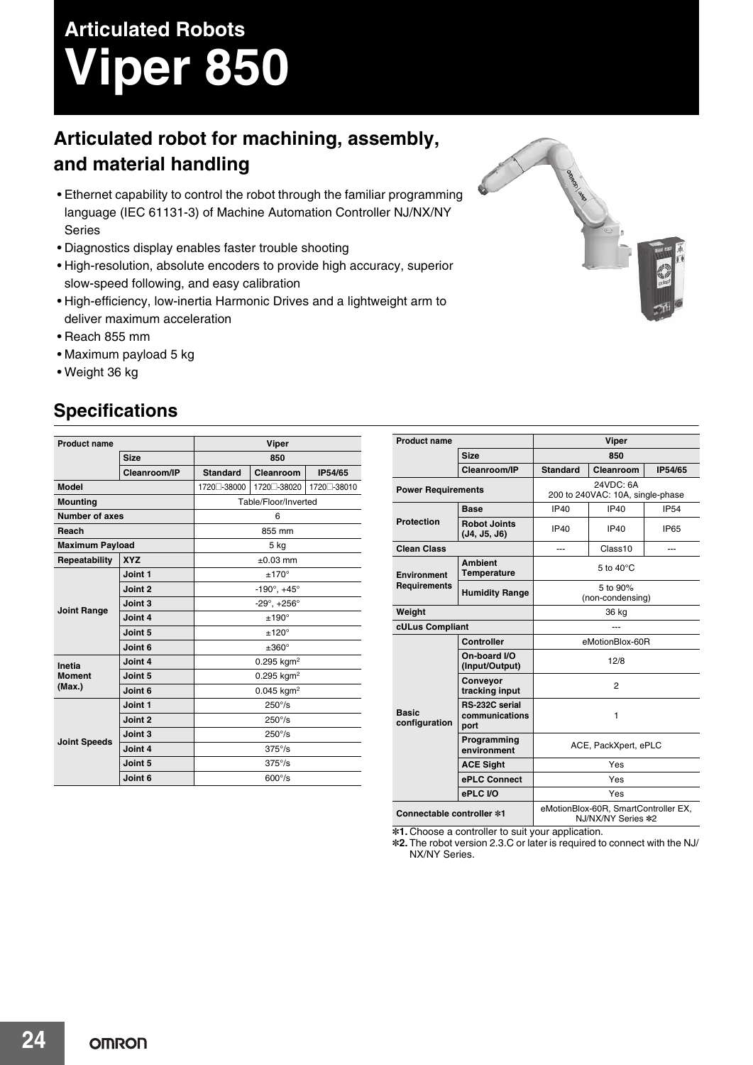# Articulated Robots

# Viper 850

## Articulated robot for machining, assembly, and material handling

- Ethernet capability to control the robot through the familiar programming language (IEC 61131-3) of Machine Automation Controller NJ/NX/NY Series
- Diagnostics display enables faster trouble shooting
- High-resolution, absolute encoders to provide high accuracy, superior slow-speed following, and easy calibration
- High-efficiency, low-inertia Harmonic Drives and a lightweight arm to deliver maximum acceleration
- Reach 855 mm
- Maximum payload 5 kg
- Weight 36 kg

## Specifications

| Product name | | Viper | | |
|---|---|---|---|---|
| | Size | 850 | | |
| | Cleanroom/IP | Standard | Cleanroom | IP54/65 |
| Model | | 1720□-38000 | 1720□-38020 | 1720□-38010 |
| Mounting | | Table/Floor/Inverted | | |
| Number of axes | | 6 | | |
| Reach | | 855 mm | | |
| Maximum Payload | | 5 kg | | |
| Repeatability | XYZ | ±0.03 mm | | |
| Joint Range | Joint 1 | ±170° | | |
| | Joint 2 | -190°, +45° | | |
| | Joint 3 | -29°, +256° | | |
| | Joint 4 | ±190° | | |
| | Joint 5 | ±120° | | |
| | Joint 6 | ±360° | | |
| Inetia Moment (Max.) | Joint 4 | 0.295 kgm² | | |
| | Joint 5 | 0.295 kgm² | | |
| | Joint 6 | 0.045 kgm² | | |
| Joint Speeds | Joint 1 | 250°/s | | |
| | Joint 2 | 250°/s | | |
| | Joint 3 | 250°/s | | |
| | Joint 4 | 375°/s | | |
| | Joint 5 | 375°/s | | |
| | Joint 6 | 600°/s | | |

| Product name | | Viper | | |
|---|---|---|---|---|
| | Size | 850 | | |
| | Cleanroom/IP | Standard | Cleanroom | IP54/65 |
| Power Requirements | | 24VDC: 6A<br>200 to 240VAC: 10A, single-phase | | |
| Protection | Base | IP40 | IP40 | IP54 |
| | Robot Joints (J4, J5, J6) | IP40 | IP40 | IP65 |
| Clean Class | | --- | Class10 | --- |
| Environment Requirements | Ambient Temperature | 5 to 40°C | | |
| | Humidity Range | 5 to 90%<br>(non-condensing) | | |
| Weight | | 36 kg | | |
| cULus Compliant | | --- | | |
| Basic configuration | Controller | eMotionBlox-60R | | |
| | On-board I/O (Input/Output) | 12/8 | | |
| | Conveyor tracking input | 2 | | |
| | RS-232C serial communications port | 1 | | |
| | Programming environment | ACE, PackXpert, ePLC | | |
| | ACE Sight | Yes | | |
| | ePLC Connect | Yes | | |
| | ePLC I/O | Yes | | |
| Connectable controller *1 | | eMotionBlox-60R, SmartController EX, NJ/NX/NY Series *2 | | |

*1. Choose a controller to suit your application.
*2. The robot version 2.3.C or later is required to connect with the NJ/NX/NY Series.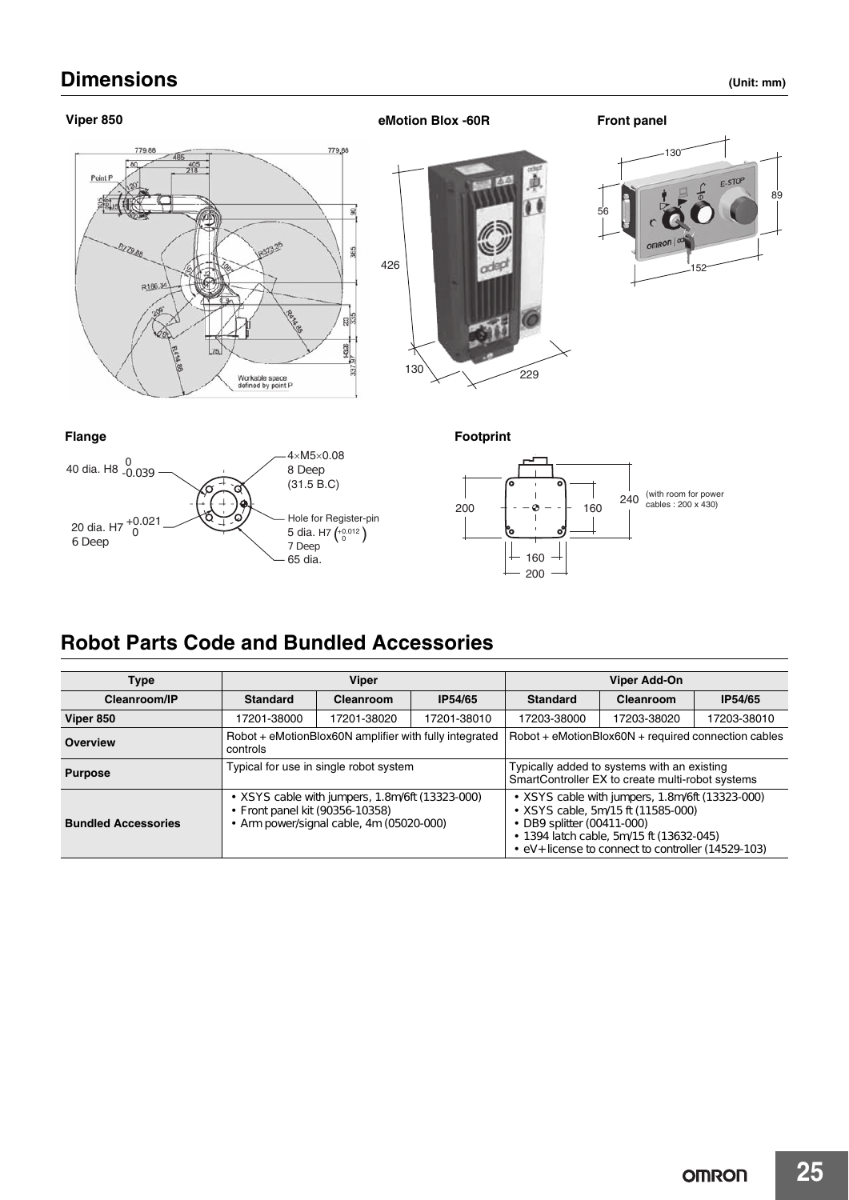## Dimensions

(Unit: mm)

### Viper 850

779.88
485
80
405
218
779.88
Point P
120°
105
90
365
R779.88
R323.35
R186.34
R414.88
R414.88
335
337.97
75
Workable space defined by point P

### eMotion Blox -60R

426
130
229

### Front panel

130
56
89
152
E-STOP

### Flange

40 dia. H8 $^{0}_{-0.039}$

20 dia. H7 $^{+0.021}_{0}$
6 Deep

4×M5×0.08
8 Deep
(31.5 B.C)

Hole for Register-pin
5 dia. H7 ($^{+0.012}_{0}$)
7 Deep

65 dia.

### Footprint

200
160
240 (with room for power cables : 200 x 430)
160
200

## Robot Parts Code and Bundled Accessories

| Type | Viper | | | Viper Add-On | | |
|---|---|---|---|---|---|---|
| Cleanroom/IP | Standard | Cleanroom | IP54/65 | Standard | Cleanroom | IP54/65 |
| Viper 850 | 17201-38000 | 17201-38020 | 17201-38010 | 17203-38000 | 17203-38020 | 17203-38010 |
| Overview | Robot + eMotionBlox60N amplifier with fully integrated controls | | | Robot + eMotionBlox60N + required connection cables | | |
| Purpose | Typical for use in single robot system | | | Typically added to systems with an existing SmartController EX to create multi-robot systems | | |
| Bundled Accessories | • XSYS cable with jumpers, 1.8m/6ft (13323-000)<br>• Front panel kit (90356-10358)<br>• Arm power/signal cable, 4m (05020-000) | | | • XSYS cable with jumpers, 1.8m/6ft (13323-000)<br>• XSYS cable, 5m/15 ft (11585-000)<br>• DB9 splitter (00411-000)<br>• 1394 latch cable, 5m/15 ft (13632-045)<br>• eV+ license to connect to controller (14529-103) | | |